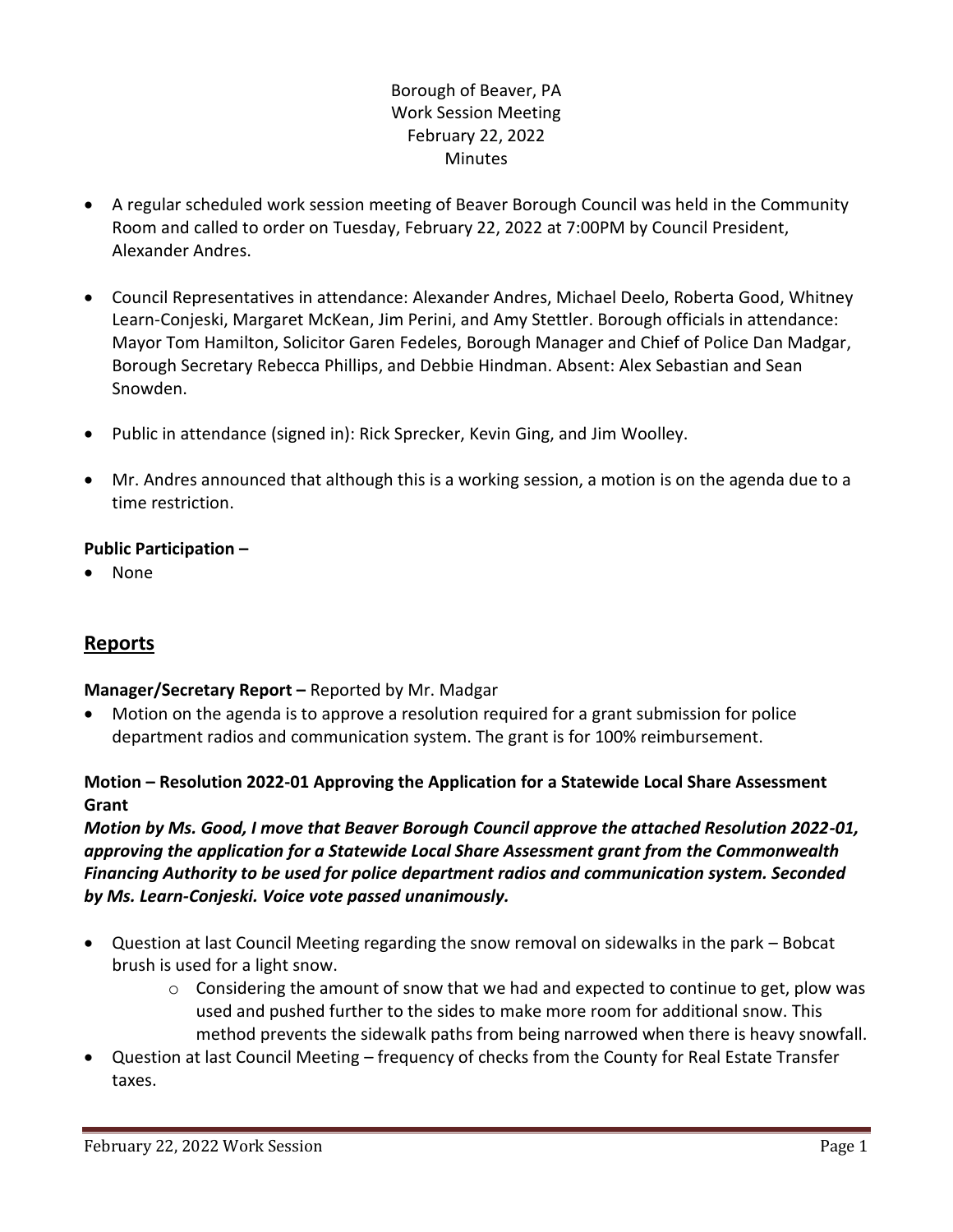# Borough of Beaver, PA
## Work Session Meeting
## February 22, 2022
## Minutes

- A regular scheduled work session meeting of Beaver Borough Council was held in the Community Room and called to order on Tuesday, February 22, 2022 at 7:00PM by Council President, Alexander Andres.
- Council Representatives in attendance: Alexander Andres, Michael Deelo, Roberta Good, Whitney Learn-Conjeski, Margaret McKean, Jim Perini, and Amy Stettler. Borough officials in attendance: Mayor Tom Hamilton, Solicitor Garen Fedeles, Borough Manager and Chief of Police Dan Madgar, Borough Secretary Rebecca Phillips, and Debbie Hindman. Absent: Alex Sebastian and Sean Snowden.
- Public in attendance (signed in): Rick Sprecker, Kevin Ging, and Jim Woolley.
- Mr. Andres announced that although this is a working session, a motion is on the agenda due to a time restriction.

**Public Participation –**

- None

## Reports

**Manager/Secretary Report –** Reported by Mr. Madgar

- Motion on the agenda is to approve a resolution required for a grant submission for police department radios and communication system. The grant is for 100% reimbursement.

**Motion – Resolution 2022-01 Approving the Application for a Statewide Local Share Assessment Grant**

***Motion by Ms. Good, I move that Beaver Borough Council approve the attached Resolution 2022-01, approving the application for a Statewide Local Share Assessment grant from the Commonwealth Financing Authority to be used for police department radios and communication system. Seconded by Ms. Learn-Conjeski. Voice vote passed unanimously.***

- Question at last Council Meeting regarding the snow removal on sidewalks in the park – Bobcat brush is used for a light snow.
  - Considering the amount of snow that we had and expected to continue to get, plow was used and pushed further to the sides to make more room for additional snow. This method prevents the sidewalk paths from being narrowed when there is heavy snowfall.
- Question at last Council Meeting – frequency of checks from the County for Real Estate Transfer taxes.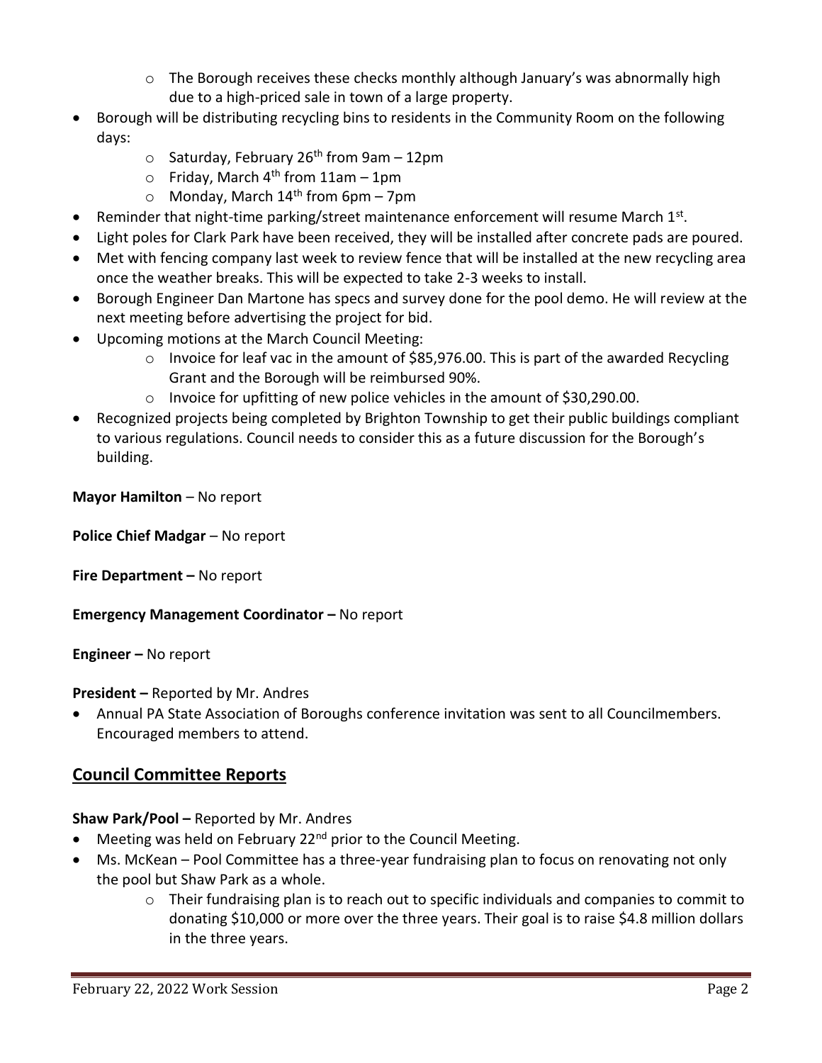- The Borough receives these checks monthly although January's was abnormally high due to a high-priced sale in town of a large property.
- Borough will be distributing recycling bins to residents in the Community Room on the following days:
    - Saturday, February 26th from 9am – 12pm
    - Friday, March 4th from 11am – 1pm
    - Monday, March 14th from 6pm – 7pm
- Reminder that night-time parking/street maintenance enforcement will resume March 1st.
- Light poles for Clark Park have been received, they will be installed after concrete pads are poured.
- Met with fencing company last week to review fence that will be installed at the new recycling area once the weather breaks. This will be expected to take 2-3 weeks to install.
- Borough Engineer Dan Martone has specs and survey done for the pool demo. He will review at the next meeting before advertising the project for bid.
- Upcoming motions at the March Council Meeting:
    - Invoice for leaf vac in the amount of $85,976.00. This is part of the awarded Recycling Grant and the Borough will be reimbursed 90%.
    - Invoice for upfitting of new police vehicles in the amount of $30,290.00.
- Recognized projects being completed by Brighton Township to get their public buildings compliant to various regulations. Council needs to consider this as a future discussion for the Borough's building.

**Mayor Hamilton** – No report

**Police Chief Madgar** – No report

**Fire Department –** No report

**Emergency Management Coordinator –** No report

**Engineer –** No report

**President –** Reported by Mr. Andres

- Annual PA State Association of Boroughs conference invitation was sent to all Councilmembers. Encouraged members to attend.

## Council Committee Reports

**Shaw Park/Pool –** Reported by Mr. Andres

- Meeting was held on February 22nd prior to the Council Meeting.
- Ms. McKean – Pool Committee has a three-year fundraising plan to focus on renovating not only the pool but Shaw Park as a whole.
    - Their fundraising plan is to reach out to specific individuals and companies to commit to donating $10,000 or more over the three years. Their goal is to raise $4.8 million dollars in the three years.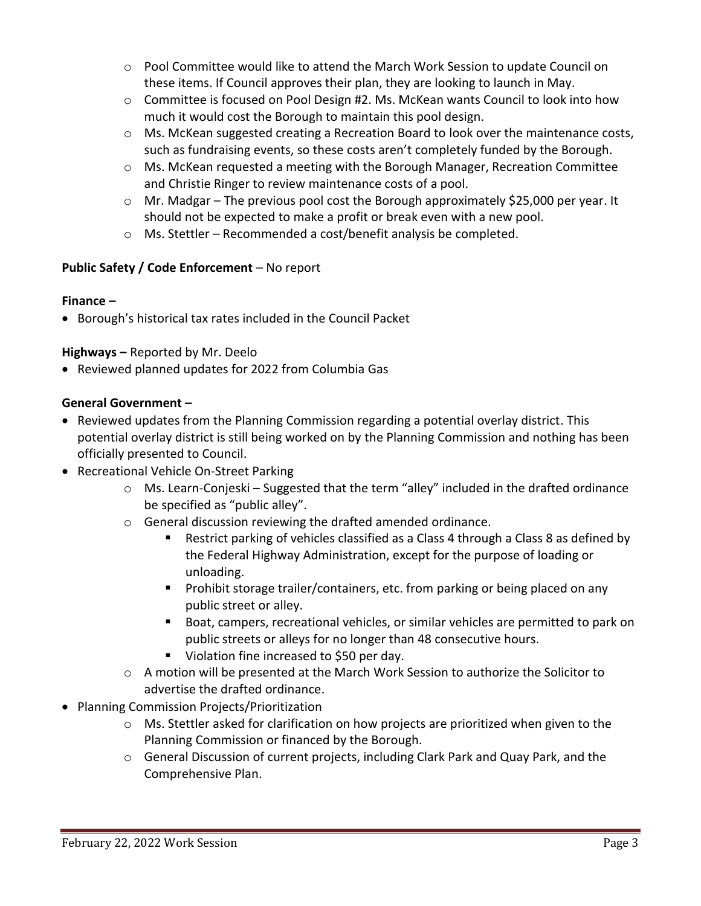- Pool Committee would like to attend the March Work Session to update Council on these items. If Council approves their plan, they are looking to launch in May.
  - Committee is focused on Pool Design #2. Ms. McKean wants Council to look into how much it would cost the Borough to maintain this pool design.
  - Ms. McKean suggested creating a Recreation Board to look over the maintenance costs, such as fundraising events, so these costs aren't completely funded by the Borough.
  - Ms. McKean requested a meeting with the Borough Manager, Recreation Committee and Christie Ringer to review maintenance costs of a pool.
  - Mr. Madgar – The previous pool cost the Borough approximately $25,000 per year. It should not be expected to make a profit or break even with a new pool.
  - Ms. Stettler – Recommended a cost/benefit analysis be completed.

**Public Safety / Code Enforcement** – No report

**Finance –**

- Borough's historical tax rates included in the Council Packet

**Highways –** Reported by Mr. Deelo

- Reviewed planned updates for 2022 from Columbia Gas

**General Government –**

- Reviewed updates from the Planning Commission regarding a potential overlay district. This potential overlay district is still being worked on by the Planning Commission and nothing has been officially presented to Council.
- Recreational Vehicle On-Street Parking
  - Ms. Learn-Conjeski – Suggested that the term "alley" included in the drafted ordinance be specified as "public alley".
  - General discussion reviewing the drafted amended ordinance.
    - Restrict parking of vehicles classified as a Class 4 through a Class 8 as defined by the Federal Highway Administration, except for the purpose of loading or unloading.
    - Prohibit storage trailer/containers, etc. from parking or being placed on any public street or alley.
    - Boat, campers, recreational vehicles, or similar vehicles are permitted to park on public streets or alleys for no longer than 48 consecutive hours.
    - Violation fine increased to $50 per day.
  - A motion will be presented at the March Work Session to authorize the Solicitor to advertise the drafted ordinance.
- Planning Commission Projects/Prioritization
  - Ms. Stettler asked for clarification on how projects are prioritized when given to the Planning Commission or financed by the Borough.
  - General Discussion of current projects, including Clark Park and Quay Park, and the Comprehensive Plan.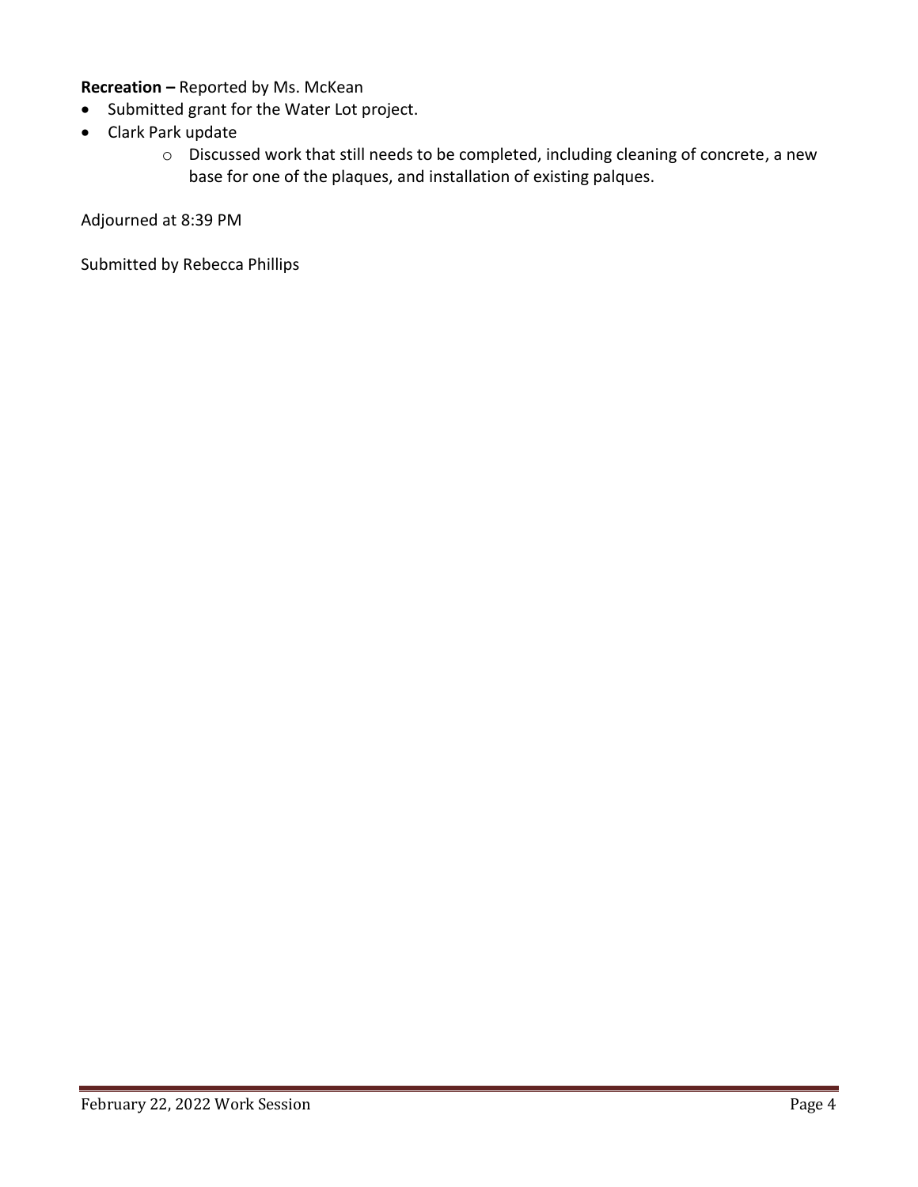**Recreation –** Reported by Ms. McKean

- Submitted grant for the Water Lot project.
- Clark Park update
  - Discussed work that still needs to be completed, including cleaning of concrete, a new base for one of the plaques, and installation of existing palques.

Adjourned at 8:39 PM

Submitted by Rebecca Phillips